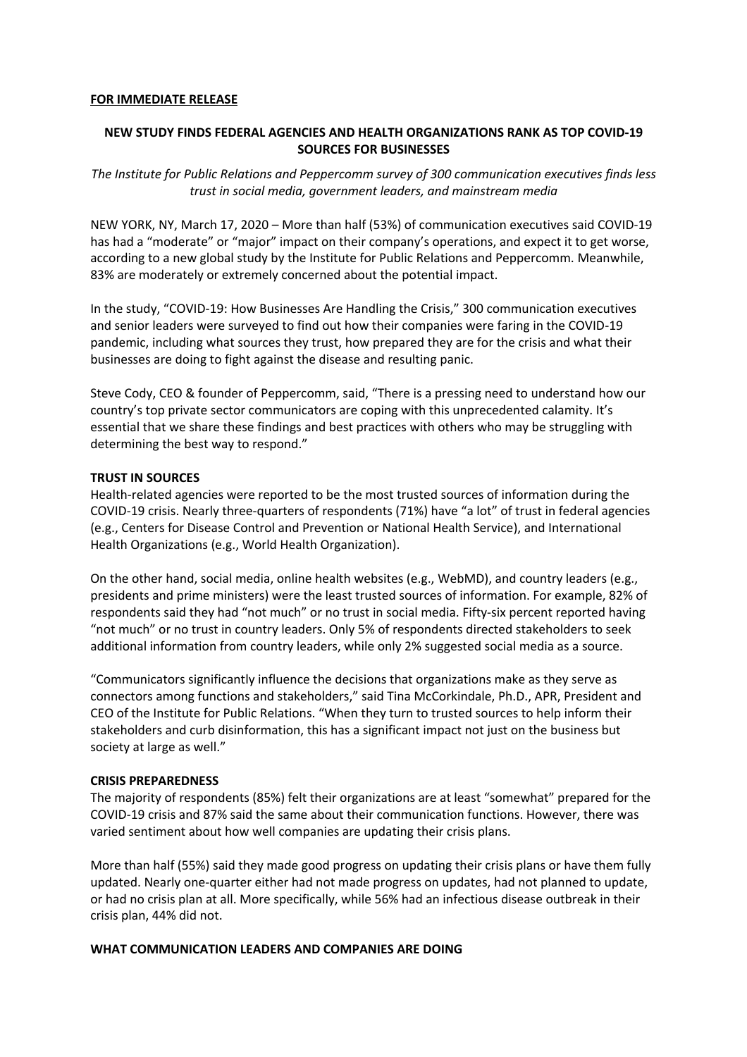**FOR IMMEDIATE RELEASE**

## NEW STUDY FINDS FEDERAL AGENCIES AND HEALTH ORGANIZATIONS RANK AS TOP COVID-19 SOURCES FOR BUSINESSES

*The Institute for Public Relations and Peppercomm survey of 300 communication executives finds less trust in social media, government leaders, and mainstream media*

NEW YORK, NY, March 17, 2020 – More than half (53%) of communication executives said COVID-19 has had a "moderate" or "major" impact on their company's operations, and expect it to get worse, according to a new global study by the Institute for Public Relations and Peppercomm. Meanwhile, 83% are moderately or extremely concerned about the potential impact.

In the study, "COVID-19: How Businesses Are Handling the Crisis," 300 communication executives and senior leaders were surveyed to find out how their companies were faring in the COVID-19 pandemic, including what sources they trust, how prepared they are for the crisis and what their businesses are doing to fight against the disease and resulting panic.

Steve Cody, CEO & founder of Peppercomm, said, "There is a pressing need to understand how our country's top private sector communicators are coping with this unprecedented calamity. It's essential that we share these findings and best practices with others who may be struggling with determining the best way to respond."

### TRUST IN SOURCES

Health-related agencies were reported to be the most trusted sources of information during the COVID-19 crisis. Nearly three-quarters of respondents (71%) have "a lot" of trust in federal agencies (e.g., Centers for Disease Control and Prevention or National Health Service), and International Health Organizations (e.g., World Health Organization).

On the other hand, social media, online health websites (e.g., WebMD), and country leaders (e.g., presidents and prime ministers) were the least trusted sources of information. For example, 82% of respondents said they had "not much" or no trust in social media. Fifty-six percent reported having "not much" or no trust in country leaders. Only 5% of respondents directed stakeholders to seek additional information from country leaders, while only 2% suggested social media as a source.

"Communicators significantly influence the decisions that organizations make as they serve as connectors among functions and stakeholders," said Tina McCorkindale, Ph.D., APR, President and CEO of the Institute for Public Relations. "When they turn to trusted sources to help inform their stakeholders and curb disinformation, this has a significant impact not just on the business but society at large as well."

### CRISIS PREPAREDNESS

The majority of respondents (85%) felt their organizations are at least "somewhat" prepared for the COVID-19 crisis and 87% said the same about their communication functions. However, there was varied sentiment about how well companies are updating their crisis plans.

More than half (55%) said they made good progress on updating their crisis plans or have them fully updated. Nearly one-quarter either had not made progress on updates, had not planned to update, or had no crisis plan at all. More specifically, while 56% had an infectious disease outbreak in their crisis plan, 44% did not.

### WHAT COMMUNICATION LEADERS AND COMPANIES ARE DOING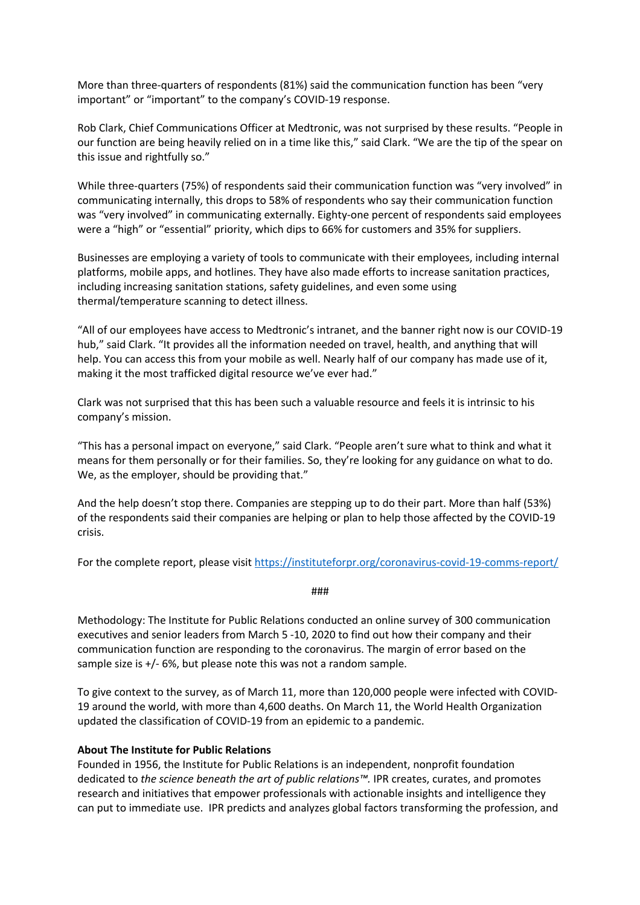More than three-quarters of respondents (81%) said the communication function has been "very important" or "important" to the company's COVID-19 response.

Rob Clark, Chief Communications Officer at Medtronic, was not surprised by these results. "People in our function are being heavily relied on in a time like this," said Clark. "We are the tip of the spear on this issue and rightfully so."

While three-quarters (75%) of respondents said their communication function was "very involved" in communicating internally, this drops to 58% of respondents who say their communication function was "very involved" in communicating externally. Eighty-one percent of respondents said employees were a "high" or "essential" priority, which dips to 66% for customers and 35% for suppliers.

Businesses are employing a variety of tools to communicate with their employees, including internal platforms, mobile apps, and hotlines. They have also made efforts to increase sanitation practices, including increasing sanitation stations, safety guidelines, and even some using thermal/temperature scanning to detect illness.

"All of our employees have access to Medtronic's intranet, and the banner right now is our COVID-19 hub," said Clark. "It provides all the information needed on travel, health, and anything that will help. You can access this from your mobile as well. Nearly half of our company has made use of it, making it the most trafficked digital resource we've ever had."

Clark was not surprised that this has been such a valuable resource and feels it is intrinsic to his company's mission.

"This has a personal impact on everyone," said Clark. "People aren't sure what to think and what it means for them personally or for their families. So, they're looking for any guidance on what to do. We, as the employer, should be providing that."

And the help doesn't stop there. Companies are stepping up to do their part. More than half (53%) of the respondents said their companies are helping or plan to help those affected by the COVID-19 crisis.

For the complete report, please visit https://instituteforpr.org/coronavirus-covid-19-comms-report/

###

Methodology: The Institute for Public Relations conducted an online survey of 300 communication executives and senior leaders from March 5 -10, 2020 to find out how their company and their communication function are responding to the coronavirus. The margin of error based on the sample size is +/- 6%, but please note this was not a random sample.

To give context to the survey, as of March 11, more than 120,000 people were infected with COVID-19 around the world, with more than 4,600 deaths. On March 11, the World Health Organization updated the classification of COVID-19 from an epidemic to a pandemic.

**About The Institute for Public Relations**

Founded in 1956, the Institute for Public Relations is an independent, nonprofit foundation dedicated to *the science beneath the art of public relations™.* IPR creates, curates, and promotes research and initiatives that empower professionals with actionable insights and intelligence they can put to immediate use. IPR predicts and analyzes global factors transforming the profession, and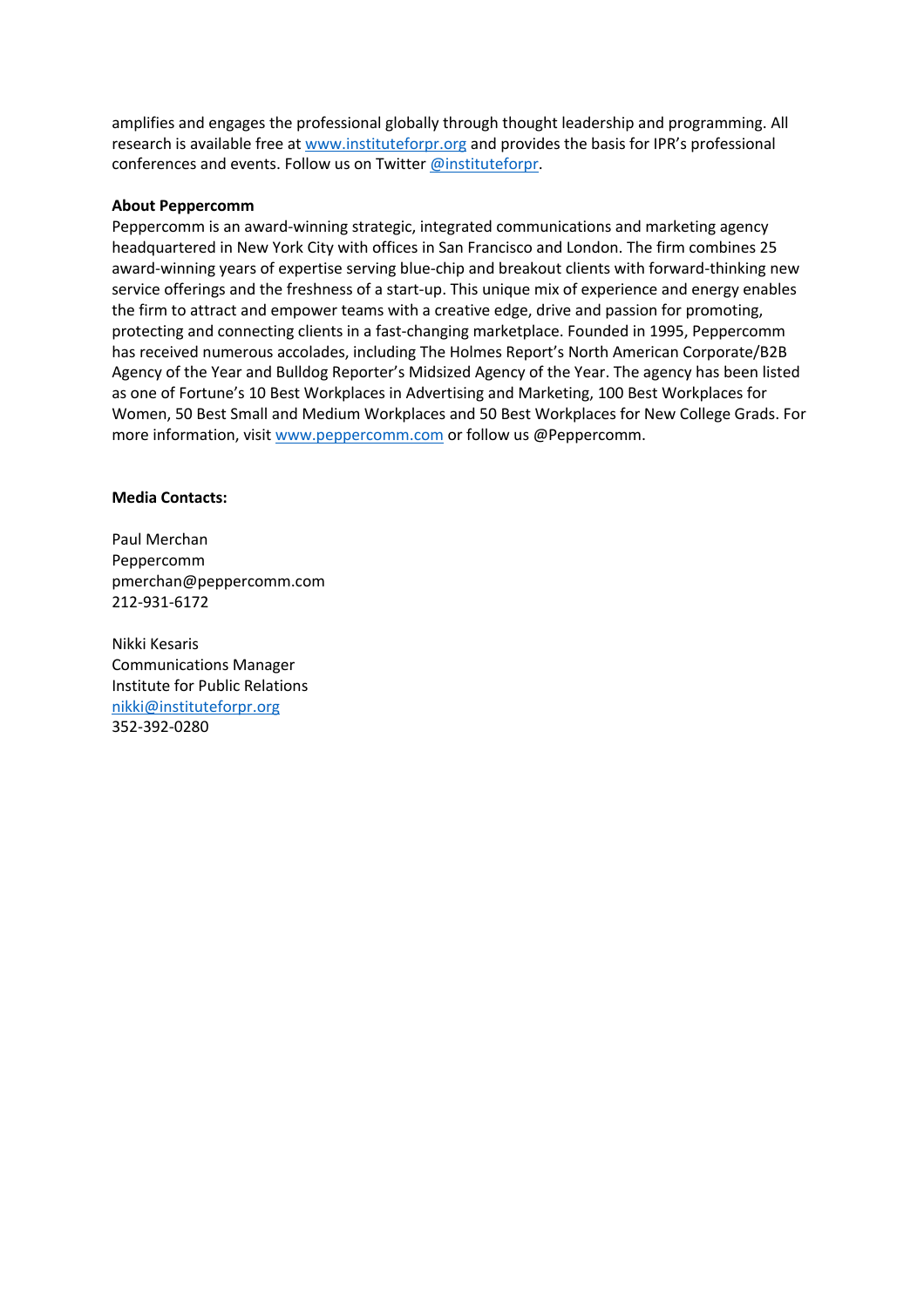amplifies and engages the professional globally through thought leadership and programming. All research is available free at www.instituteforpr.org and provides the basis for IPR's professional conferences and events. Follow us on Twitter @instituteforpr.

**About Peppercomm**

Peppercomm is an award-winning strategic, integrated communications and marketing agency headquartered in New York City with offices in San Francisco and London. The firm combines 25 award-winning years of expertise serving blue-chip and breakout clients with forward-thinking new service offerings and the freshness of a start-up. This unique mix of experience and energy enables the firm to attract and empower teams with a creative edge, drive and passion for promoting, protecting and connecting clients in a fast-changing marketplace. Founded in 1995, Peppercomm has received numerous accolades, including The Holmes Report's North American Corporate/B2B Agency of the Year and Bulldog Reporter's Midsized Agency of the Year. The agency has been listed as one of Fortune's 10 Best Workplaces in Advertising and Marketing, 100 Best Workplaces for Women, 50 Best Small and Medium Workplaces and 50 Best Workplaces for New College Grads. For more information, visit www.peppercomm.com or follow us @Peppercomm.

**Media Contacts:**

Paul Merchan
Peppercomm
pmerchan@peppercomm.com
212-931-6172

Nikki Kesaris
Communications Manager
Institute for Public Relations
nikki@instituteforpr.org
352-392-0280